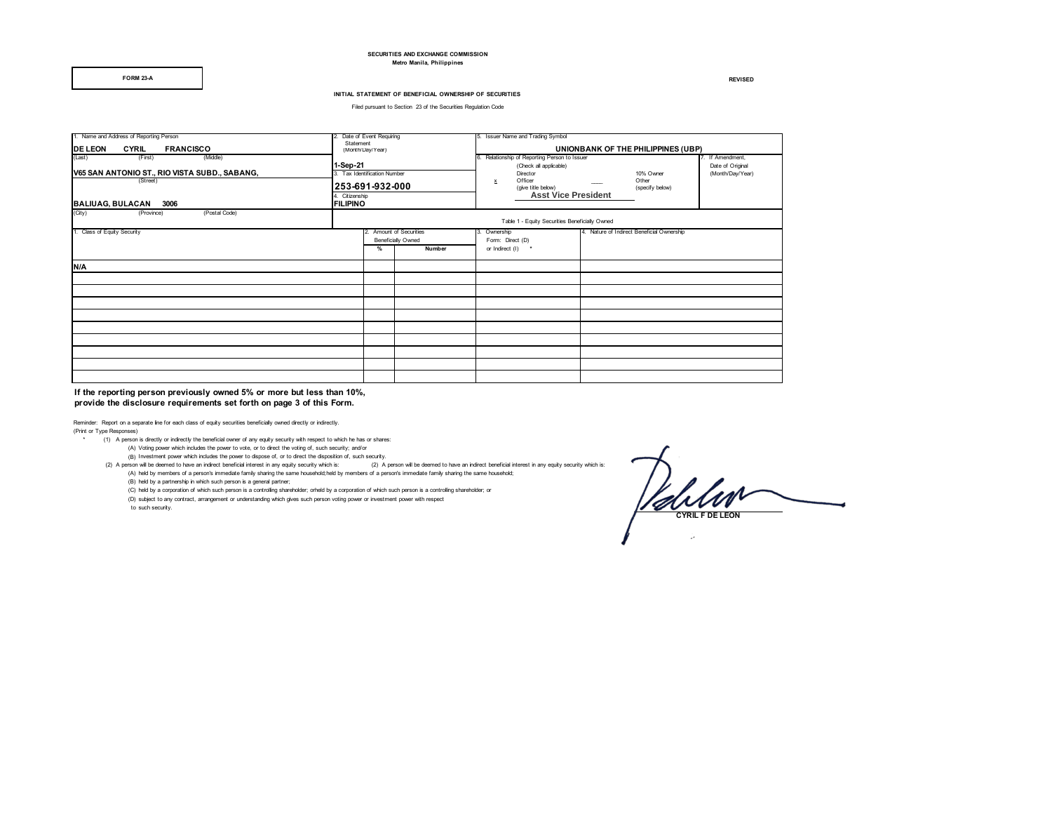SECURITIES AND EXCHANGE COMMISSION
Metro Manila, Philippines

FORM 23-A

REVISED

## INITIAL STATEMENT OF BENEFICIAL OWNERSHIP OF SECURITIES

Filed pursuant to Section 23 of the Securities Regulation Code

| 1. Name and Address of Reporting Person | 2. Date of Event Requiring Statement (Month/Day/Year) | 5. Issuer Name and Trading Symbol | 7. If Amendment, Date of Original (Month/Day/Year) |
|---|---|---|---|
| DE LEON (Last) CYRIL (First) FRANCISCO (Middle) | 1-Sep-21 | UNIONBANK OF THE PHILIPPINES (UBP) | |
| V65 SAN ANTONIO ST., RIO VISTA SUBD., SABANG, (Street) | 3. Tax Identification Number: 253-691-932-000 | 6. Relationship of Reporting Person to Issuer (Check all applicable): ___ Director; x Officer (give title below): Asst Vice President; ___ 10% Owner; ___ Other (specify below) | |
| BALIUAG, BULACAN 3006 (City) (Province) (Postal Code) | 4. Citizenship: FILIPINO | | |

Table 1 - Equity Securities Beneficially Owned

| 1. Class of Equity Security | 2. Amount of Securities Beneficially Owned % | Number | 3. Ownership Form: Direct (D) or Indirect (I) * | 4. Nature of Indirect Beneficial Ownership |
|---|---|---|---|---|
| N/A | | | | |
| | | | | |
| | | | | |
| | | | | |
| | | | | |
| | | | | |
| | | | | |
| | | | | |
| | | | | |
| | | | | |

**If the reporting person previously owned 5% or more but less than 10%, provide the disclosure requirements set forth on page 3 of this Form.**

Reminder: Report on a separate line for each class of equity securities beneficially owned directly or indirectly.
(Print or Type Responses)

\* (1) A person is directly or indirectly the beneficial owner of any equity security with respect to which he has or shares:
- (A) Voting power which includes the power to vote, or to direct the voting of, such security; and/or
- (B) Investment power which includes the power to dispose of, or to direct the disposition of, such security.

(2) A person will be deemed to have an indirect beneficial interest in any equity security which is: (2) A person will be deemed to have an indirect beneficial interest in any equity security which is:
- (A) held by members of a person's immediate family sharing the same household;held by members of a person's immediate family sharing the same household;
- (B) held by a partnership in which such person is a general partner;
- (C) held by a corporation of which such person is a controlling shareholder; orheld by a corporation of which such person is a controlling shareholder; or
- (D) subject to any contract, arrangement or understanding which gives such person voting power or investment power with respect to such security.

CYRIL F DE LEON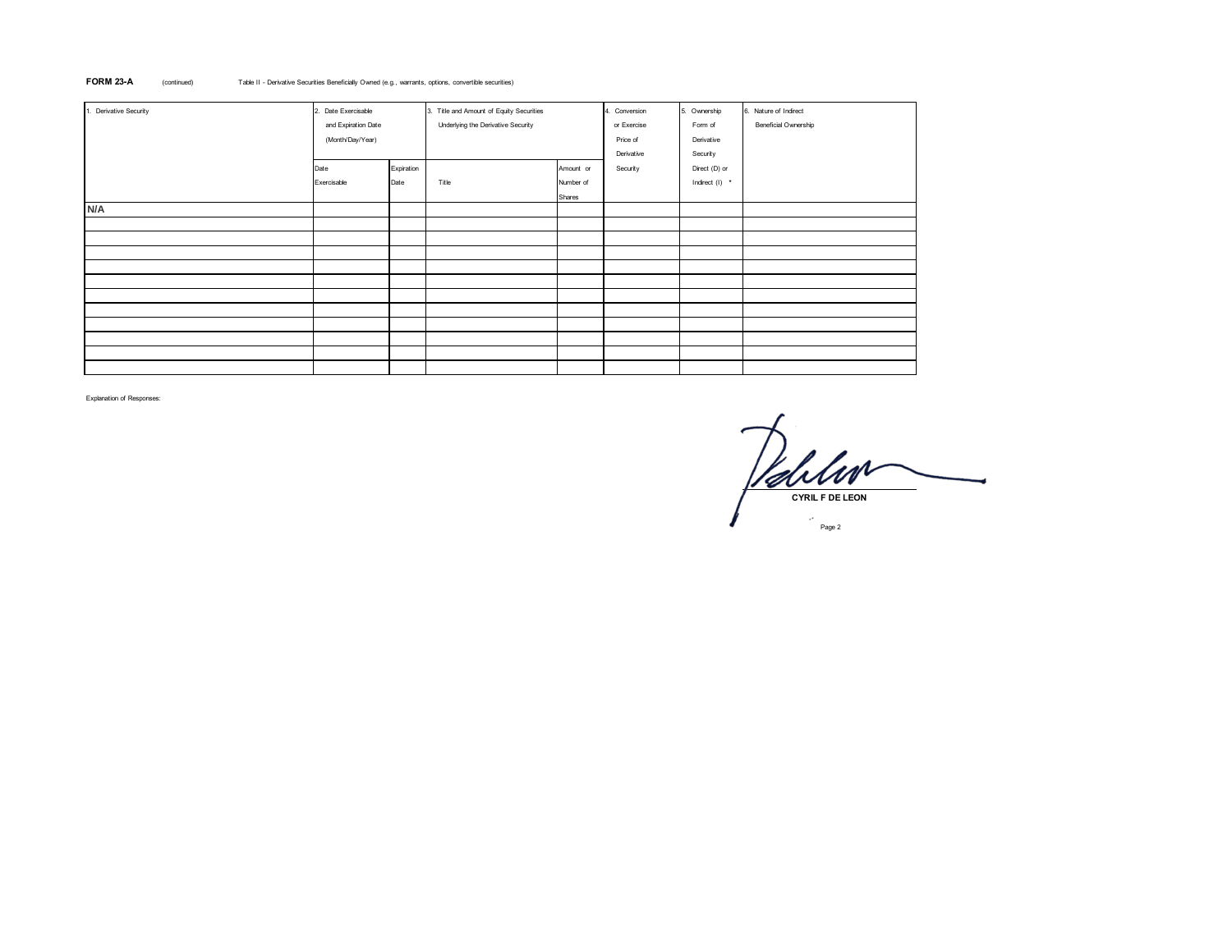**FORM 23-A** (continued) Table II - Derivative Securities Beneficially Owned (e.g., warrants, options, convertible securities)

| 1. Derivative Security | 2. Date Exercisable and Expiration Date (Month/Day/Year) | | 3. Title and Amount of Equity Securities Underlying the Derivative Security | | 4. Conversion or Exercise Price of Derivative Security | 5. Ownership Form of Derivative Security Direct (D) or Indirect (I) * | 6. Nature of Indirect Beneficial Ownership |
|---|---|---|---|---|---|---|---|
| | Date Exercisable | Expiration Date | Title | Amount or Number of Shares | | | |
| **N/A** | | | | | | | |
| | | | | | | | |
| | | | | | | | |
| | | | | | | | |
| | | | | | | | |
| | | | | | | | |
| | | | | | | | |
| | | | | | | | |
| | | | | | | | |
| | | | | | | | |
| | | | | | | | |
| | | | | | | | |

Explanation of Responses:

**CYRIL F DE LEON**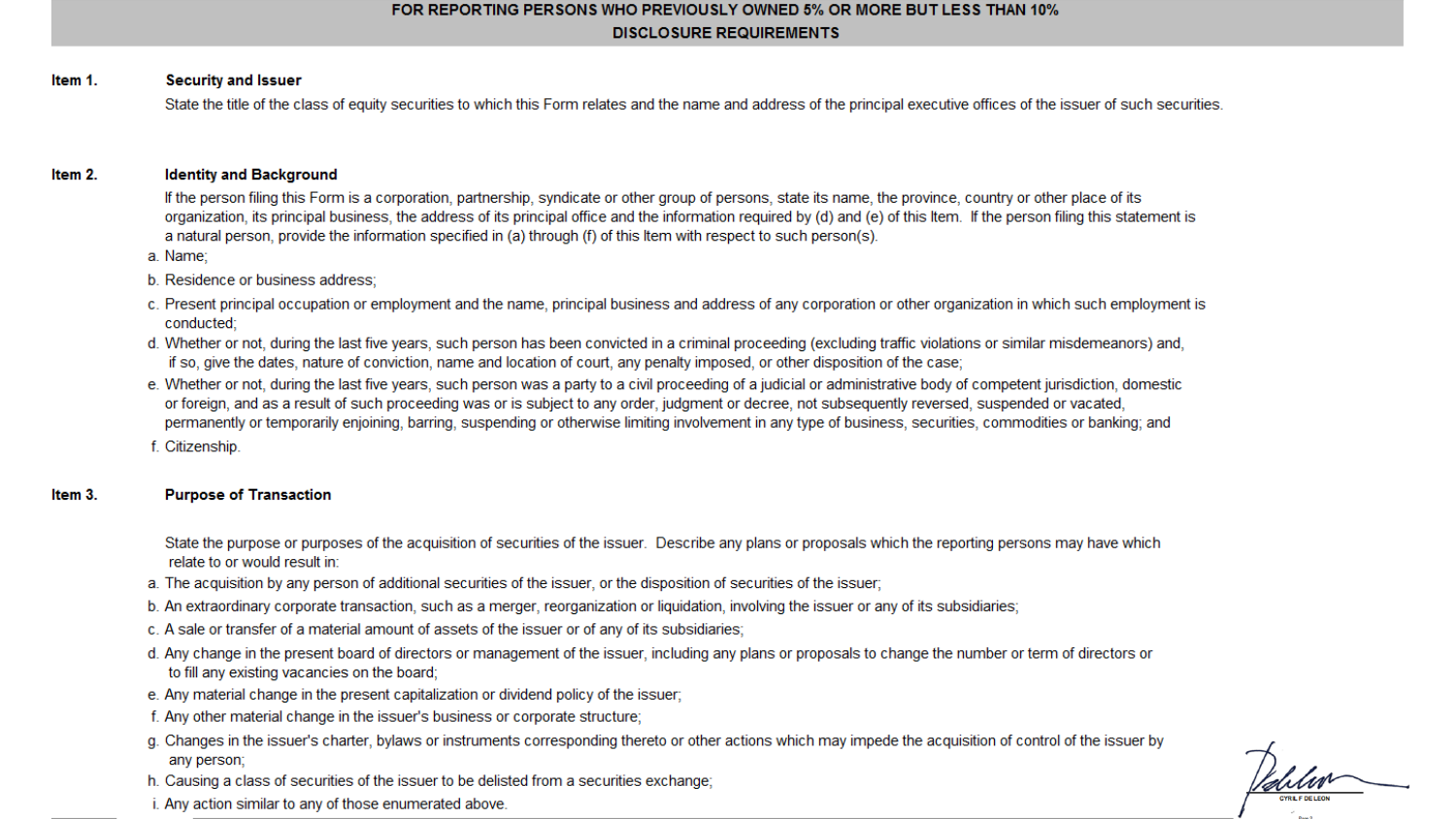## FOR REPORTING PERSONS WHO PREVIOUSLY OWNED 5% OR MORE BUT LESS THAN 10%
## DISCLOSURE REQUIREMENTS

**Item 1.** **Security and Issuer**

State the title of the class of equity securities to which this Form relates and the name and address of the principal executive offices of the issuer of such securities.

**Item 2.** **Identity and Background**

If the person filing this Form is a corporation, partnership, syndicate or other group of persons, state its name, the province, country or other place of its organization, its principal business, the address of its principal office and the information required by (d) and (e) of this Item. If the person filing this statement is a natural person, provide the information specified in (a) through (f) of this Item with respect to such person(s).

a. Name;
b. Residence or business address;
c. Present principal occupation or employment and the name, principal business and address of any corporation or other organization in which such employment is conducted;
d. Whether or not, during the last five years, such person has been convicted in a criminal proceeding (excluding traffic violations or similar misdemeanors) and, if so, give the dates, nature of conviction, name and location of court, any penalty imposed, or other disposition of the case;
e. Whether or not, during the last five years, such person was a party to a civil proceeding of a judicial or administrative body of competent jurisdiction, domestic or foreign, and as a result of such proceeding was or is subject to any order, judgment or decree, not subsequently reversed, suspended or vacated, permanently or temporarily enjoining, barring, suspending or otherwise limiting involvement in any type of business, securities, commodities or banking; and
f. Citizenship.

**Item 3.** **Purpose of Transaction**

State the purpose or purposes of the acquisition of securities of the issuer. Describe any plans or proposals which the reporting persons may have which relate to or would result in:

a. The acquisition by any person of additional securities of the issuer, or the disposition of securities of the issuer;
b. An extraordinary corporate transaction, such as a merger, reorganization or liquidation, involving the issuer or any of its subsidiaries;
c. A sale or transfer of a material amount of assets of the issuer or of any of its subsidiaries;
d. Any change in the present board of directors or management of the issuer, including any plans or proposals to change the number or term of directors or to fill any existing vacancies on the board;
e. Any material change in the present capitalization or dividend policy of the issuer;
f. Any other material change in the issuer's business or corporate structure;
g. Changes in the issuer's charter, bylaws or instruments corresponding thereto or other actions which may impede the acquisition of control of the issuer by any person;
h. Causing a class of securities of the issuer to be delisted from a securities exchange;
i. Any action similar to any of those enumerated above.

CYRIL F DE LEON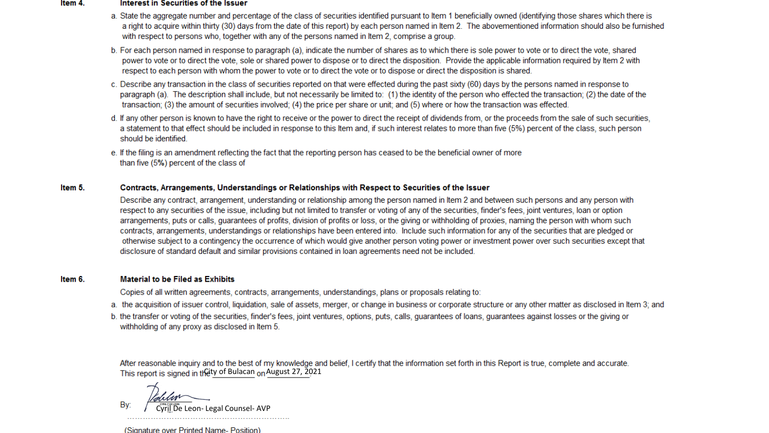**Item 4. Interest in Securities of the Issuer**

a. State the aggregate number and percentage of the class of securities identified pursuant to Item 1 beneficially owned (identifying those shares which there is a right to acquire within thirty (30) days from the date of this report) by each person named in Item 2. The abovementioned information should also be furnished with respect to persons who, together with any of the persons named in Item 2, comprise a group.

b. For each person named in response to paragraph (a), indicate the number of shares as to which there is sole power to vote or to direct the vote, shared power to vote or to direct the vote, sole or shared power to dispose or to direct the disposition. Provide the applicable information required by Item 2 with respect to each person with whom the power to vote or to direct the vote or to dispose or direct the disposition is shared.

c. Describe any transaction in the class of securities reported on that were effected during the past sixty (60) days by the persons named in response to paragraph (a). The description shall include, but not necessarily be limited to: (1) the identity of the person who effected the transaction; (2) the date of the transaction; (3) the amount of securities involved; (4) the price per share or unit; and (5) where or how the transaction was effected.

d. If any other person is known to have the right to receive or the power to direct the receipt of dividends from, or the proceeds from the sale of such securities, a statement to that effect should be included in response to this Item and, if such interest relates to more than five (5%) percent of the class, such person should be identified.

e. If the filing is an amendment reflecting the fact that the reporting person has ceased to be the beneficial owner of more than five (5%) percent of the class of

**Item 5. Contracts, Arrangements, Understandings or Relationships with Respect to Securities of the Issuer**

Describe any contract, arrangement, understanding or relationship among the person named in Item 2 and between such persons and any person with respect to any securities of the issue, including but not limited to transfer or voting of any of the securities, finder's fees, joint ventures, loan or option arrangements, puts or calls, guarantees of profits, division of profits or loss, or the giving or withholding of proxies, naming the person with whom such contracts, arrangements, understandings or relationships have been entered into. Include such information for any of the securities that are pledged or otherwise subject to a contingency the occurrence of which would give another person voting power or investment power over such securities except that disclosure of standard default and similar provisions contained in loan agreements need not be included.

**Item 6. Material to be Filed as Exhibits**

Copies of all written agreements, contracts, arrangements, understandings, plans or proposals relating to:

a. the acquisition of issuer control, liquidation, sale of assets, merger, or change in business or corporate structure or any other matter as disclosed in Item 3; and

b. the transfer or voting of the securities, finder's fees, joint ventures, options, puts, calls, guarantees of loans, guarantees against losses or the giving or withholding of any proxy as disclosed in Item 5.

After reasonable inquiry and to the best of my knowledge and belief, I certify that the information set forth in this Report is true, complete and accurate.
This report is signed in the City of Bulacan on August 27, 2021

By: Cyril De Leon- Legal Counsel- AVP
..........................................................................
(Signature over Printed Name- Position)